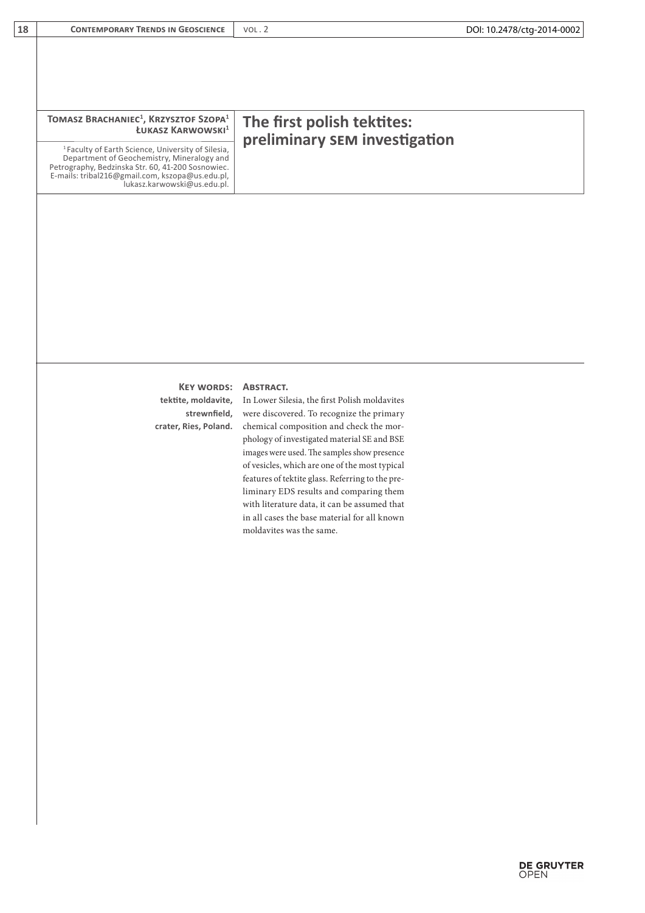**Tomasz Brachaniec[1], Krzysztof Szopa[1], Łukasz Karwowski[1]**

[1] Faculty of Earth Science, University of Silesia, Department of Geochemistry, Mineralogy and Petrography, Bedzinska Str. 60, 41-200 Sosnowiec. E-mails: tribal216@gmail.com, kszopa@us.edu.pl, lukasz.karwowski@us.edu.pl.

# The first polish tektites: preliminary SEM investigation

**Key words:** tektite, moldavite, strewnfield, crater, Ries, Poland.

**Abstract.**

In Lower Silesia, the first Polish moldavites were discovered. To recognize the primary chemical composition and check the morphology of investigated material SE and BSE images were used. The samples show presence of vesicles, which are one of the most typical features of tektite glass. Referring to the preliminary EDS results and comparing them with literature data, it can be assumed that in all cases the base material for all known moldavites was the same.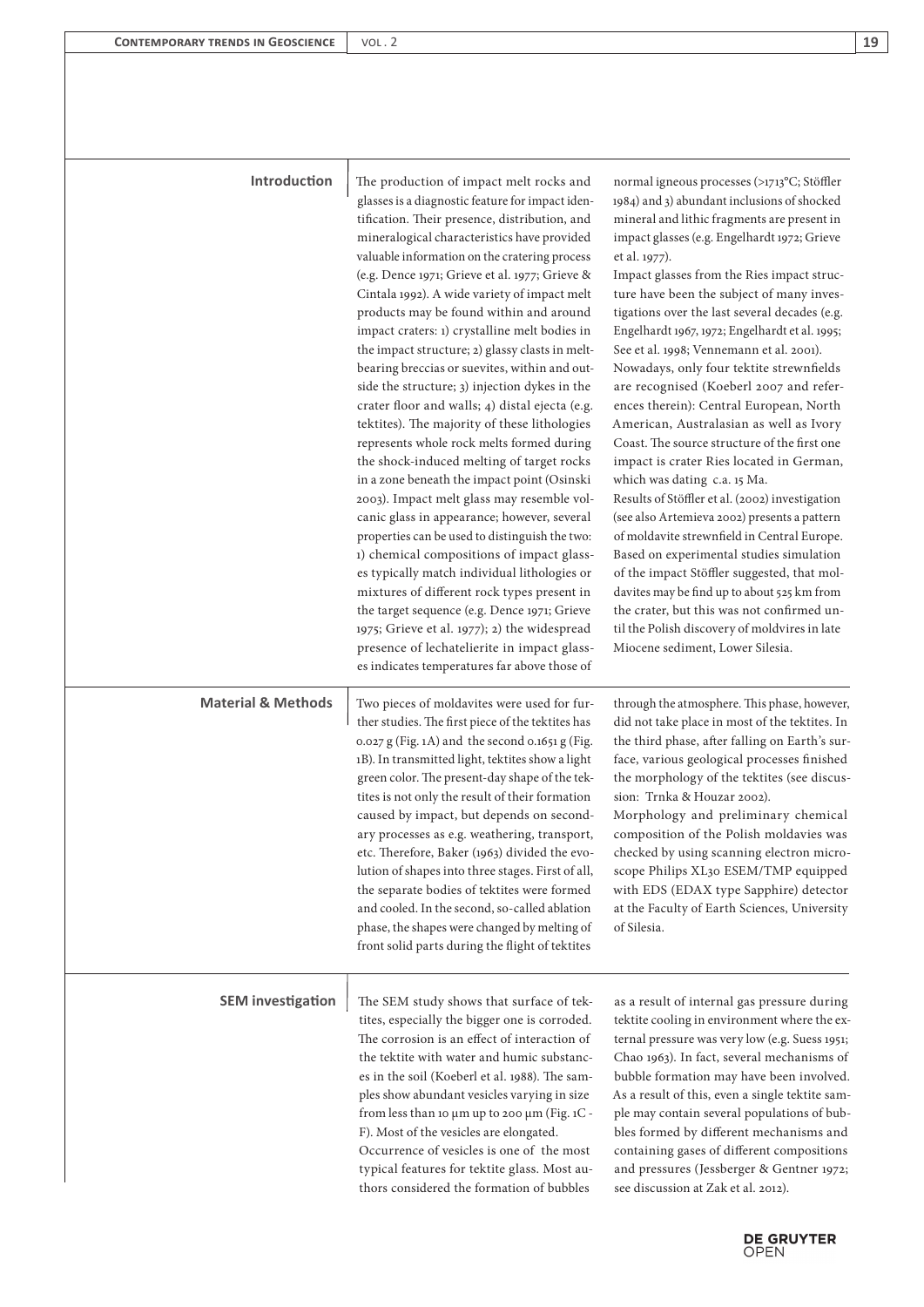## Introduction

The production of impact melt rocks and glasses is a diagnostic feature for impact identification. Their presence, distribution, and mineralogical characteristics have provided valuable information on the cratering process (e.g. Dence 1971; Grieve et al. 1977; Grieve & Cintala 1992). A wide variety of impact melt products may be found within and around impact craters: 1) crystalline melt bodies in the impact structure; 2) glassy clasts in melt-bearing breccias or suevites, within and outside the structure; 3) injection dykes in the crater floor and walls; 4) distal ejecta (e.g. tektites). The majority of these lithologies represents whole rock melts formed during the shock-induced melting of target rocks in a zone beneath the impact point (Osinski 2003). Impact melt glass may resemble volcanic glass in appearance; however, several properties can be used to distinguish the two: 1) chemical compositions of impact glasses typically match individual lithologies or mixtures of different rock types present in the target sequence (e.g. Dence 1971; Grieve 1975; Grieve et al. 1977); 2) the widespread presence of lechatelierite in impact glasses indicates temperatures far above those of normal igneous processes (>1713°C; Stöffler 1984) and 3) abundant inclusions of shocked mineral and lithic fragments are present in impact glasses (e.g. Engelhardt 1972; Grieve et al. 1977).

Impact glasses from the Ries impact structure have been the subject of many investigations over the last several decades (e.g. Engelhardt 1967, 1972; Engelhardt et al. 1995; See et al. 1998; Vennemann et al. 2001). Nowadays, only four tektite strewnfields are recognised (Koeberl 2007 and references therein): Central European, North American, Australasian as well as Ivory Coast. The source structure of the first one impact is crater Ries located in German, which was dating c.a. 15 Ma.

Results of Stöffler et al. (2002) investigation (see also Artemieva 2002) presents a pattern of moldavite strewnfield in Central Europe. Based on experimental studies simulation of the impact Stöffler suggested, that moldavites may be find up to about 525 km from the crater, but this was not confirmed until the Polish discovery of moldvires in late Miocene sediment, Lower Silesia.

## Material & Methods

Two pieces of moldavites were used for further studies. The first piece of the tektites has 0.027 g (Fig. 1A) and the second 0.1651 g (Fig. 1B). In transmitted light, tektites show a light green color. The present-day shape of the tektites is not only the result of their formation caused by impact, but depends on secondary processes as e.g. weathering, transport, etc. Therefore, Baker (1963) divided the evolution of shapes into three stages. First of all, the separate bodies of tektites were formed and cooled. In the second, so-called ablation phase, the shapes were changed by melting of front solid parts during the flight of tektites through the atmosphere. This phase, however, did not take place in most of the tektites. In the third phase, after falling on Earth's surface, various geological processes finished the morphology of the tektites (see discussion: Trnka & Houzar 2002).

Morphology and preliminary chemical composition of the Polish moldavies was checked by using scanning electron microscope Philips XL30 ESEM/TMP equipped with EDS (EDAX type Sapphire) detector at the Faculty of Earth Sciences, University of Silesia.

## SEM investigation

The SEM study shows that surface of tektites, especially the bigger one is corroded. The corrosion is an effect of interaction of the tektite with water and humic substances in the soil (Koeberl et al. 1988). The samples show abundant vesicles varying in size from less than 10 µm up to 200 µm (Fig. 1C - F). Most of the vesicles are elongated.

Occurrence of vesicles is one of the most typical features for tektite glass. Most authors considered the formation of bubbles as a result of internal gas pressure during tektite cooling in environment where the external pressure was very low (e.g. Suess 1951; Chao 1963). In fact, several mechanisms of bubble formation may have been involved. As a result of this, even a single tektite sample may contain several populations of bubbles formed by different mechanisms and containing gases of different compositions and pressures (Jessberger & Gentner 1972; see discussion at Zak et al. 2012).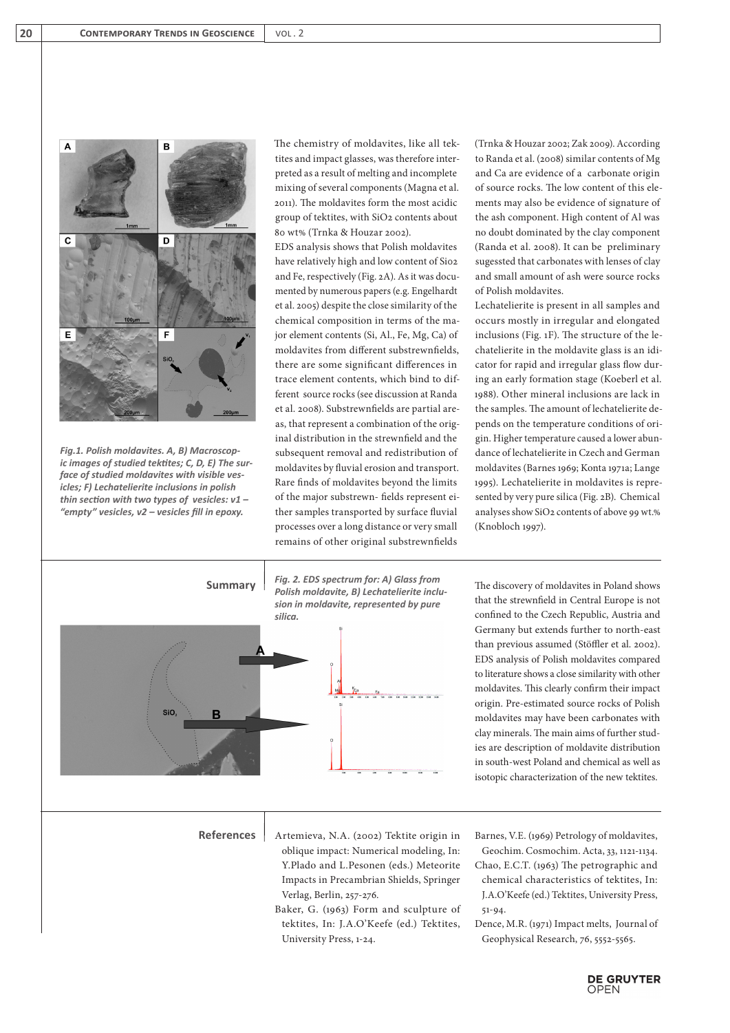*Fig.1. Polish moldavites. A, B) Macroscopic images of studied tektites; C, D, E) The surface of studied moldavites with visible vesicles; F) Lechatelierite inclusions in polish thin section with two types of vesicles: v1 – "empty" vesicles, v2 – vesicles fill in epoxy.*

The chemistry of moldavites, like all tektites and impact glasses, was therefore interpreted as a result of melting and incomplete mixing of several components (Magna et al. 2011). The moldavites form the most acidic group of tektites, with $SiO_2$ contents about 80 wt% (Trnka & Houzar 2002).

EDS analysis shows that Polish moldavites have relatively high and low content of $SiO_2$ and Fe, respectively (Fig. 2A). As it was documented by numerous papers (e.g. Engelhardt et al. 2005) despite the close similarity of the chemical composition in terms of the major element contents (Si, Al., Fe, Mg, Ca) of moldavites from different substrewnfields, there are some significant differences in trace element contents, which bind to different source rocks (see discussion at Randa et al. 2008). Substrewnfields are partial areas, that represent a combination of the original distribution in the strewnfield and the subsequent removal and redistribution of moldavites by fluvial erosion and transport. Rare finds of moldavites beyond the limits of the major substrewn- fields represent either samples transported by surface fluvial processes over a long distance or very small remains of other original substrewnfields (Trnka & Houzar 2002; Zak 2009). According to Randa et al. (2008) similar contents of Mg and Ca are evidence of a carbonate origin of source rocks. The low content of this elements may also be evidence of signature of the ash component. High content of Al was no doubt dominated by the clay component (Randa et al. 2008). It can be preliminary sugessted that carbonates with lenses of clay and small amount of ash were source rocks of Polish moldavites.

Lechatelierite is present in all samples and occurs mostly in irregular and elongated inclusions (Fig. 1F). The structure of the lechatelierite in the moldavite glass is an idicator for rapid and irregular glass flow during an early formation stage (Koeberl et al. 1988). Other mineral inclusions are lack in the samples. The amount of lechatelierite depends on the temperature conditions of origin. Higher temperature caused a lower abundance of lechatelierite in Czech and German moldavites (Barnes 1969; Konta 1971a; Lange 1995). Lechatelierite in moldavites is represented by very pure silica (Fig. 2B). Chemical analyses show $SiO_2$ contents of above 99 wt.% (Knobloch 1997).

## Summary

*Fig. 2. EDS spectrum for: A) Glass from Polish moldavite, B) Lechatelierite inclusion in moldavite, represented by pure silica.*

The discovery of moldavites in Poland shows that the strewnfield in Central Europe is not confined to the Czech Republic, Austria and Germany but extends further to north-east than previous assumed (Stöffler et al. 2002). EDS analysis of Polish moldavites compared to literature shows a close similarity with other moldavites. This clearly confirm their impact origin. Pre-estimated source rocks of Polish moldavites may have been carbonates with clay minerals. The main aims of further studies are description of moldavite distribution in south-west Poland and chemical as well as isotopic characterization of the new tektites.

## References

Artemieva, N.A. (2002) Tektite origin in oblique impact: Numerical modeling, In: Y.Plado and L.Pesonen (eds.) Meteorite Impacts in Precambrian Shields, Springer Verlag, Berlin, 257-276.

Baker, G. (1963) Form and sculpture of tektites, In: J.A.O'Keefe (ed.) Tektites, University Press, 1-24.

Barnes, V.E. (1969) Petrology of moldavites, Geochim. Cosmochim. Acta, 33, 1121-1134.

Chao, E.C.T. (1963) The petrographic and chemical characteristics of tektites, In: J.A.O'Keefe (ed.) Tektites, University Press, 51-94.

Dence, M.R. (1971) Impact melts, Journal of Geophysical Research, 76, 5552-5565.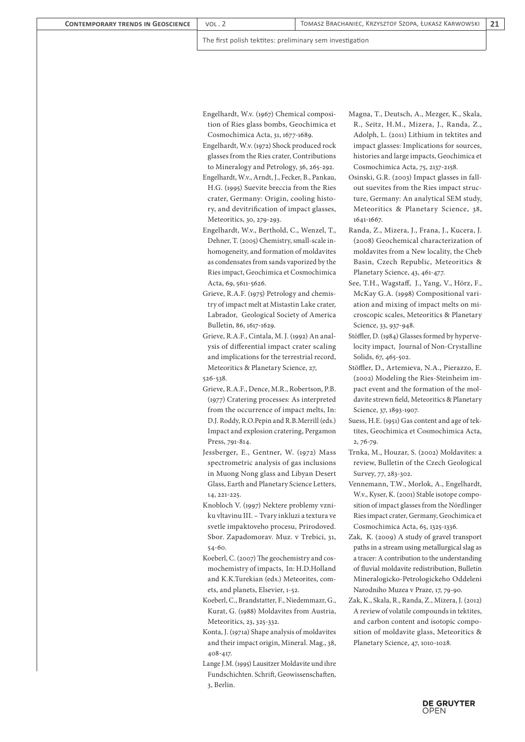Engelhardt, W.v. (1967) Chemical composition of Ries glass bombs, Geochimica et Cosmochimica Acta, 31, 1677-1689.

Engelhardt, W.v. (1972) Shock produced rock glasses from the Ries crater, Contributions to Mineralogy and Petrology, 36, 265-292.

Engelhardt, W.v., Arndt, J., Fecker, B., Pankau, H.G. (1995) Suevite breccia from the Ries crater, Germany: Origin, cooling history, and devitrification of impact glasses, Meteoritics, 30, 279-293.

Engelhardt, W.v., Berthold, C., Wenzel, T., Dehner, T. (2005) Chemistry, small-scale inhomogeneity, and formation of moldavites as condensates from sands vaporized by the Ries impact, Geochimica et Cosmochimica Acta, 69, 5611-5626.

Grieve, R.A.F. (1975) Petrology and chemistry of impact melt at Mistastin Lake crater, Labrador, Geological Society of America Bulletin, 86, 1617-1629.

Grieve, R.A.F., Cintala, M. J. (1992) An analysis of differential impact crater scaling and implications for the terrestrial record, Meteoritics & Planetary Science, 27, 526-538.

Grieve, R.A.F., Dence, M.R., Robertson, P.B. (1977) Cratering processes: As interpreted from the occurrence of impact melts, In: D.J. Roddy, R.O.Pepin and R.B.Merrill (eds.) Impact and explosion cratering, Pergamon Press, 791-814.

Jessberger, E., Gentner, W. (1972) Mass spectrometric analysis of gas inclusions in Muong Nong glass and Libyan Desert Glass, Earth and Planetary Science Letters, 14, 221-225.

Knobloch V. (1997) Nektere problemy vzniku vltavinu III. – Tvary inkluzi a textura ve svetle impaktoveho procesu, Prirodoved. Sbor. Zapadomorav. Muz. v Trebici, 31, 54-60.

Koeberl, C. (2007) The geochemistry and cosmochemistry of impacts, In: H.D.Holland and K.K.Turekian (eds.) Meteorites, comets, and planets, Elsevier, 1-52.

Koeberl, C., Brandstatter, F., Niedemmazr, G., Kurat, G. (1988) Moldavites from Austria, Meteoritics, 23, 325-332.

Konta, J. (1971a) Shape analysis of moldavites and their impact origin, Mineral. Mag., 38, 408-417.

Lange J.M. (1995) Lausitzer Moldavite und ihre Fundschichten. Schrift, Geowissenschaften, 3, Berlin.

Magna, T., Deutsch, A., Mezger, K., Skala, R., Seitz, H.M., Mizera, J., Randa, Z., Adolph, L. (2011) Lithium in tektites and impact glasses: Implications for sources, histories and large impacts, Geochimica et Cosmochimica Acta, 75, 2137-2158.

Osinski, G.R. (2003) Impact glasses in fallout suevites from the Ries impact structure, Germany: An analytical SEM study, Meteoritics & Planetary Science, 38, 1641-1667.

Randa, Z., Mizera, J., Frana, J., Kucera, J. (2008) Geochemical characterization of moldavites from a New locality, the Cheb Basin, Czech Republic, Meteoritics & Planetary Science, 43, 461-477.

See, T.H., Wagstaff, J., Yang, V., Hörz, F., McKay G.A. (1998) Compositional variation and mixing of impact melts on microscopic scales, Meteoritics & Planetary Science, 33, 937-948.

Stöffler, D. (1984) Glasses formed by hypervelocity impact, Journal of Non-Crystalline Solids, 67, 465-502.

Stöffler, D., Artemieva, N.A., Pierazzo, E. (2002) Modeling the Ries-Steinheim impact event and the formation of the moldavite strewn field, Meteoritics & Planetary Science, 37, 1893-1907.

Suess, H.E. (1951) Gas content and age of tektites, Geochimica et Cosmochimica Acta, 2, 76-79.

Trnka, M., Houzar, S. (2002) Moldavites: a review, Bulletin of the Czech Geological Survey, 77, 283-302.

Vennemann, T.W., Morlok, A., Engelhardt, W.v., Kyser, K. (2001) Stable isotope composition of impact glasses from the Nördlinger Ries impact crater, Germany, Geochimica et Cosmochimica Acta, 65, 1325-1336.

Zak, K. (2009) A study of gravel transport paths in a stream using metallurgical slag as a tracer: A contribution to the understanding of fluvial moldavite redistribution, Bulletin Mineralogicko-Petrologickeho Oddeleni Narodniho Muzea v Praze, 17, 79-90.

Zak, K., Skala, R., Randa, Z., Mizera, J. (2012) A review of volatile compounds in tektites, and carbon content and isotopic composition of moldavite glass, Meteoritics & Planetary Science, 47, 1010-1028.